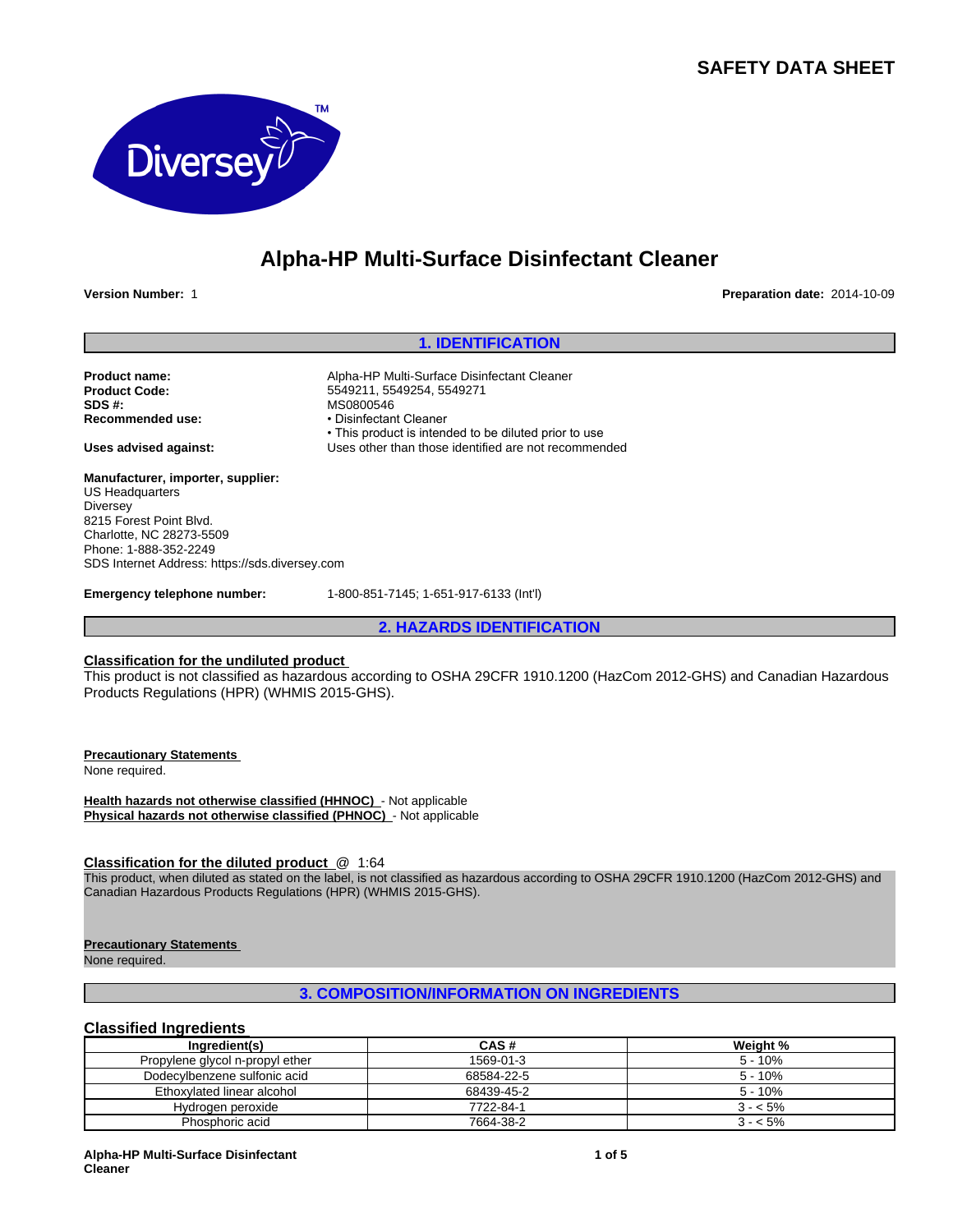# SAFETY DATA SHEET

Diversey™

# Alpha-HP Multi-Surface Disinfectant Cleaner

**Version Number:** 1

**Preparation date:** 2014-10-09

## 1. IDENTIFICATION

**Product name:** Alpha-HP Multi-Surface Disinfectant Cleaner
**Product Code:** 5549211, 5549254, 5549271
**SDS #:** MS0800546
**Recommended use:**
- Disinfectant Cleaner
- This product is intended to be diluted prior to use

**Uses advised against:** Uses other than those identified are not recommended

**Manufacturer, importer, supplier:**
US Headquarters
Diversey
8215 Forest Point Blvd.
Charlotte, NC 28273-5509
Phone: 1-888-352-2249
SDS Internet Address: https://sds.diversey.com

**Emergency telephone number:** 1-800-851-7145; 1-651-917-6133 (Int'l)

## 2. HAZARDS IDENTIFICATION

**Classification for the undiluted product**

This product is not classified as hazardous according to OSHA 29CFR 1910.1200 (HazCom 2012-GHS) and Canadian Hazardous Products Regulations (HPR) (WHMIS 2015-GHS).

**Precautionary Statements**

None required.

**Health hazards not otherwise classified (HHNOC)** - Not applicable
**Physical hazards not otherwise classified (PHNOC)** - Not applicable

**Classification for the diluted product** @ 1:64

This product, when diluted as stated on the label, is not classified as hazardous according to OSHA 29CFR 1910.1200 (HazCom 2012-GHS) and Canadian Hazardous Products Regulations (HPR) (WHMIS 2015-GHS).

**Precautionary Statements**

None required.

## 3. COMPOSITION/INFORMATION ON INGREDIENTS

### Classified Ingredients

| Ingredient(s) | CAS # | Weight % |
|---|---|---|
| Propylene glycol n-propyl ether | 1569-01-3 | 5 - 10% |
| Dodecylbenzene sulfonic acid | 68584-22-5 | 5 - 10% |
| Ethoxylated linear alcohol | 68439-45-2 | 5 - 10% |
| Hydrogen peroxide | 7722-84-1 | 3 - < 5% |
| Phosphoric acid | 7664-38-2 | 3 - < 5% |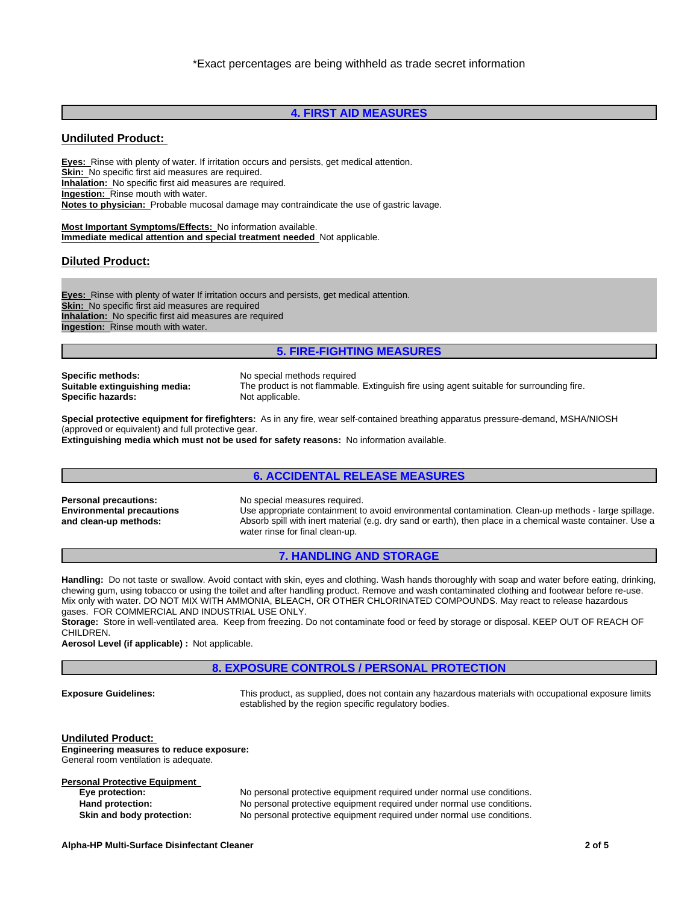*Exact percentages are being withheld as trade secret information

## 4. FIRST AID MEASURES

### Undiluted Product:

**Eyes:** Rinse with plenty of water. If irritation occurs and persists, get medical attention.
**Skin:** No specific first aid measures are required.
**Inhalation:** No specific first aid measures are required.
**Ingestion:** Rinse mouth with water.
**Notes to physician:** Probable mucosal damage may contraindicate the use of gastric lavage.

**Most Important Symptoms/Effects:** No information available.
**Immediate medical attention and special treatment needed** Not applicable.

### Diluted Product:

**Eyes:** Rinse with plenty of water If irritation occurs and persists, get medical attention.
**Skin:** No specific first aid measures are required
**Inhalation:** No specific first aid measures are required
**Ingestion:** Rinse mouth with water.

## 5. FIRE-FIGHTING MEASURES

**Specific methods:** No special methods required
**Suitable extinguishing media:** The product is not flammable. Extinguish fire using agent suitable for surrounding fire.
**Specific hazards:** Not applicable.

**Special protective equipment for firefighters:** As in any fire, wear self-contained breathing apparatus pressure-demand, MSHA/NIOSH (approved or equivalent) and full protective gear.
**Extinguishing media which must not be used for safety reasons:** No information available.

## 6. ACCIDENTAL RELEASE MEASURES

**Personal precautions:** No special measures required.
**Environmental precautions and clean-up methods:** Use appropriate containment to avoid environmental contamination. Clean-up methods - large spillage. Absorb spill with inert material (e.g. dry sand or earth), then place in a chemical waste container. Use a water rinse for final clean-up.

## 7. HANDLING AND STORAGE

**Handling:** Do not taste or swallow. Avoid contact with skin, eyes and clothing. Wash hands thoroughly with soap and water before eating, drinking, chewing gum, using tobacco or using the toilet and after handling product. Remove and wash contaminated clothing and footwear before re-use. Mix only with water. DO NOT MIX WITH AMMONIA, BLEACH, OR OTHER CHLORINATED COMPOUNDS. May react to release hazardous gases. FOR COMMERCIAL AND INDUSTRIAL USE ONLY.
**Storage:** Store in well-ventilated area. Keep from freezing. Do not contaminate food or feed by storage or disposal. KEEP OUT OF REACH OF CHILDREN.
**Aerosol Level (if applicable) :** Not applicable.

## 8. EXPOSURE CONTROLS / PERSONAL PROTECTION

**Exposure Guidelines:** This product, as supplied, does not contain any hazardous materials with occupational exposure limits established by the region specific regulatory bodies.

### Undiluted Product:

**Engineering measures to reduce exposure:**
General room ventilation is adequate.

**Personal Protective Equipment**

**Eye protection:** No personal protective equipment required under normal use conditions.
**Hand protection:** No personal protective equipment required under normal use conditions.
**Skin and body protection:** No personal protective equipment required under normal use conditions.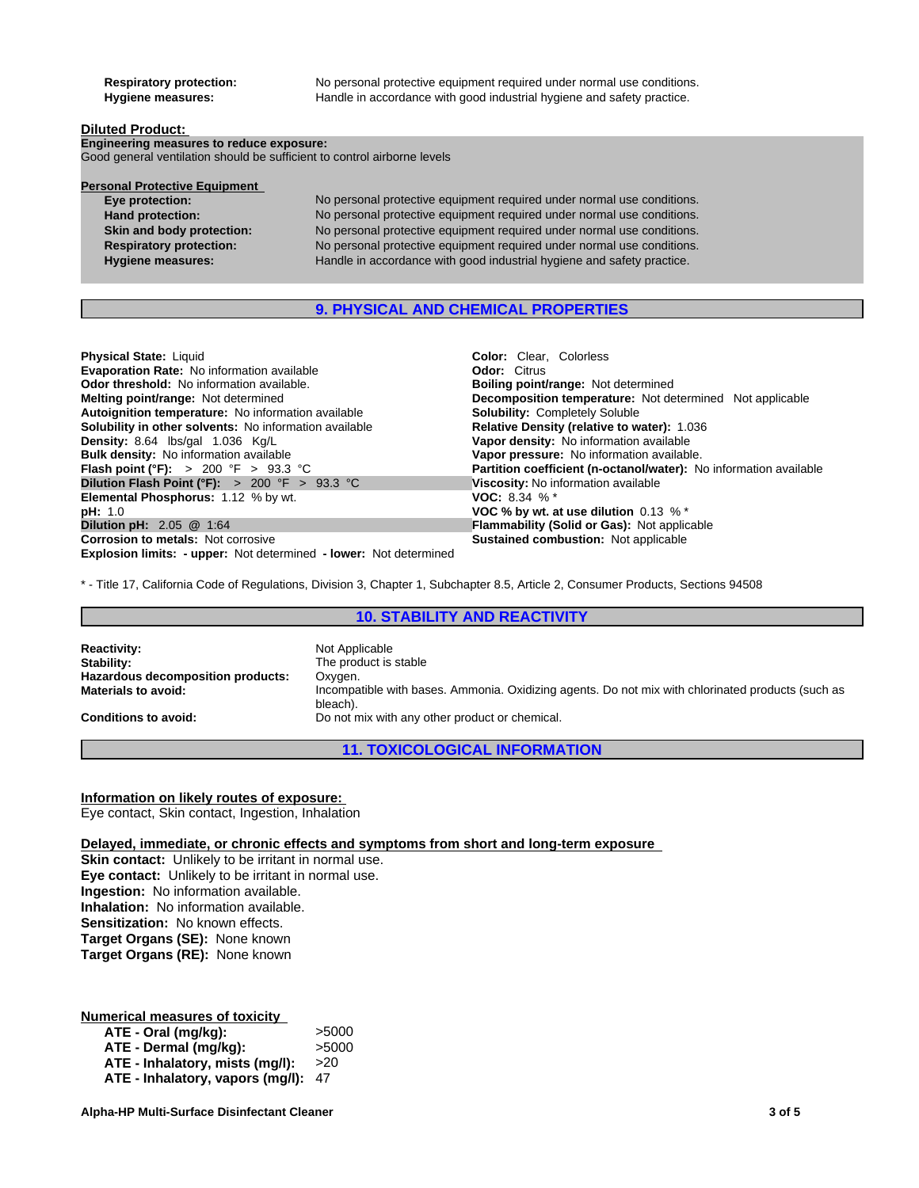**Respiratory protection:** No personal protective equipment required under normal use conditions.
**Hygiene measures:** Handle in accordance with good industrial hygiene and safety practice.

**Diluted Product:**

**Engineering measures to reduce exposure:**
Good general ventilation should be sufficient to control airborne levels

**Personal Protective Equipment**

**Eye protection:** No personal protective equipment required under normal use conditions.
**Hand protection:** No personal protective equipment required under normal use conditions.
**Skin and body protection:** No personal protective equipment required under normal use conditions.
**Respiratory protection:** No personal protective equipment required under normal use conditions.
**Hygiene measures:** Handle in accordance with good industrial hygiene and safety practice.

## 9. PHYSICAL AND CHEMICAL PROPERTIES

**Physical State:** Liquid
**Evaporation Rate:** No information available
**Odor threshold:** No information available.
**Melting point/range:** Not determined
**Autoignition temperature:** No information available
**Solubility in other solvents:** No information available
**Density:** 8.64 lbs/gal 1.036 Kg/L
**Bulk density:** No information available
**Flash point (°F):** > 200 °F > 93.3 °C
**Dilution Flash Point (°F):** > 200 °F > 93.3 °C
**Elemental Phosphorus:** 1.12 % by wt.
**pH:** 1.0
**Dilution pH:** 2.05 @ 1:64
**Corrosion to metals:** Not corrosive
**Explosion limits: - upper:** Not determined **- lower:** Not determined

**Color:** Clear, Colorless
**Odor:** Citrus
**Boiling point/range:** Not determined
**Decomposition temperature:** Not determined Not applicable
**Solubility:** Completely Soluble
**Relative Density (relative to water):** 1.036
**Vapor density:** No information available
**Vapor pressure:** No information available.
**Partition coefficient (n-octanol/water):** No information available
**Viscosity:** No information available
**VOC:** 8.34 % *
**VOC % by wt. at use dilution** 0.13 % *
**Flammability (Solid or Gas):** Not applicable
**Sustained combustion:** Not applicable

* - Title 17, California Code of Regulations, Division 3, Chapter 1, Subchapter 8.5, Article 2, Consumer Products, Sections 94508

## 10. STABILITY AND REACTIVITY

**Reactivity:** Not Applicable
**Stability:** The product is stable
**Hazardous decomposition products:** Oxygen.
**Materials to avoid:** Incompatible with bases. Ammonia. Oxidizing agents. Do not mix with chlorinated products (such as bleach).
**Conditions to avoid:** Do not mix with any other product or chemical.

## 11. TOXICOLOGICAL INFORMATION

**Information on likely routes of exposure:**
Eye contact, Skin contact, Ingestion, Inhalation

**Delayed, immediate, or chronic effects and symptoms from short and long-term exposure**

**Skin contact:** Unlikely to be irritant in normal use.
**Eye contact:** Unlikely to be irritant in normal use.
**Ingestion:** No information available.
**Inhalation:** No information available.
**Sensitization:** No known effects.
**Target Organs (SE):** None known
**Target Organs (RE):** None known

**Numerical measures of toxicity**

**ATE - Oral (mg/kg):** >5000
**ATE - Dermal (mg/kg):** >5000
**ATE - Inhalatory, mists (mg/l):** >20
**ATE - Inhalatory, vapors (mg/l):** 47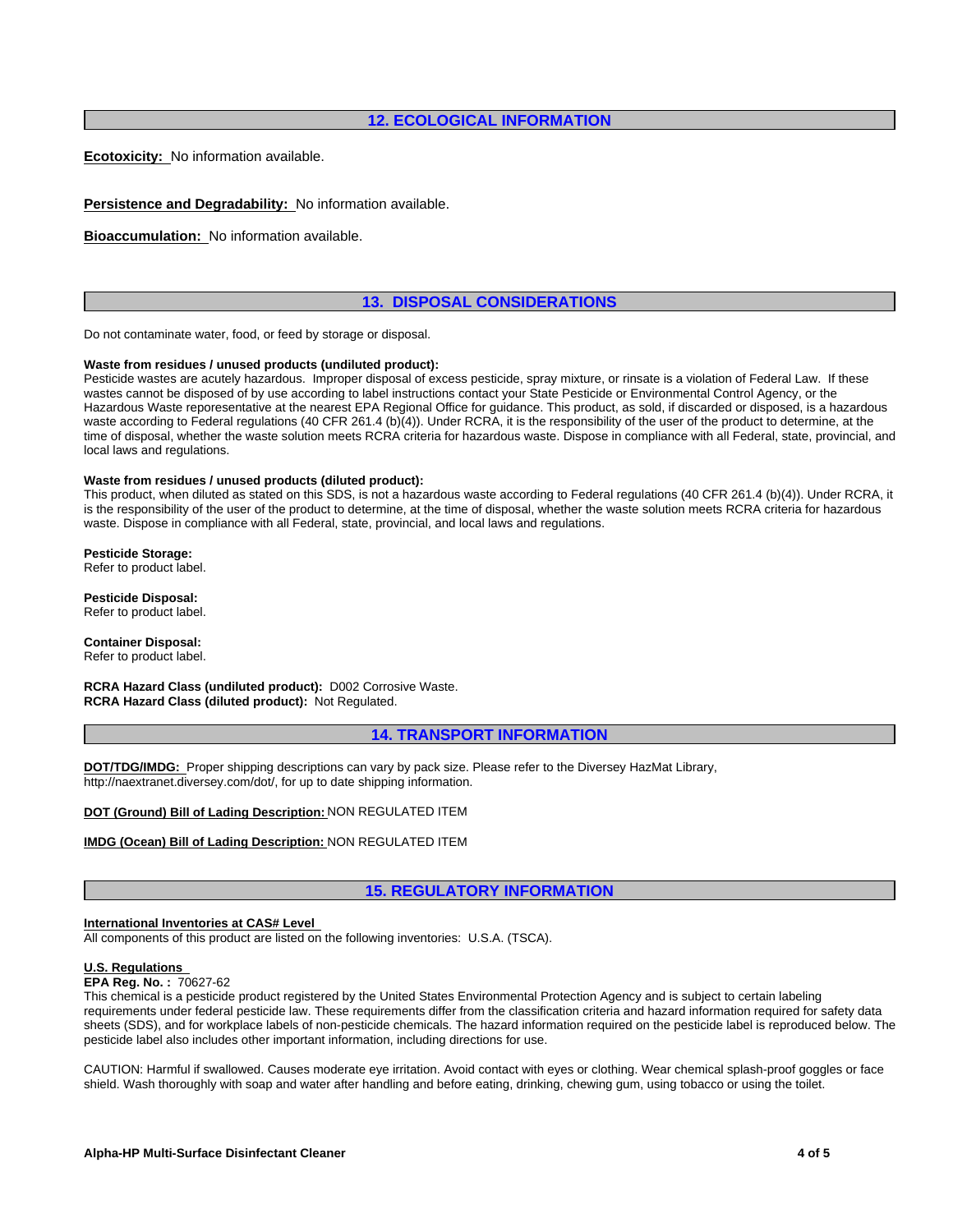## 12. ECOLOGICAL INFORMATION

**Ecotoxicity:** No information available.

**Persistence and Degradability:** No information available.

**Bioaccumulation:** No information available.

## 13. DISPOSAL CONSIDERATIONS

Do not contaminate water, food, or feed by storage or disposal.

**Waste from residues / unused products (undiluted product):**
Pesticide wastes are acutely hazardous. Improper disposal of excess pesticide, spray mixture, or rinsate is a violation of Federal Law. If these wastes cannot be disposed of by use according to label instructions contact your State Pesticide or Environmental Control Agency, or the Hazardous Waste reporesentative at the nearest EPA Regional Office for guidance. This product, as sold, if discarded or disposed, is a hazardous waste according to Federal regulations (40 CFR 261.4 (b)(4)). Under RCRA, it is the responsibility of the user of the product to determine, at the time of disposal, whether the waste solution meets RCRA criteria for hazardous waste. Dispose in compliance with all Federal, state, provincial, and local laws and regulations.

**Waste from residues / unused products (diluted product):**
This product, when diluted as stated on this SDS, is not a hazardous waste according to Federal regulations (40 CFR 261.4 (b)(4)). Under RCRA, it is the responsibility of the user of the product to determine, at the time of disposal, whether the waste solution meets RCRA criteria for hazardous waste. Dispose in compliance with all Federal, state, provincial, and local laws and regulations.

**Pesticide Storage:**
Refer to product label.

**Pesticide Disposal:**
Refer to product label.

**Container Disposal:**
Refer to product label.

**RCRA Hazard Class (undiluted product):** D002 Corrosive Waste.
**RCRA Hazard Class (diluted product):** Not Regulated.

## 14. TRANSPORT INFORMATION

**DOT/TDG/IMDG:** Proper shipping descriptions can vary by pack size. Please refer to the Diversey HazMat Library, http://naextranet.diversey.com/dot/, for up to date shipping information.

**DOT (Ground) Bill of Lading Description:** NON REGULATED ITEM

**IMDG (Ocean) Bill of Lading Description:** NON REGULATED ITEM

## 15. REGULATORY INFORMATION

**International Inventories at CAS# Level**
All components of this product are listed on the following inventories: U.S.A. (TSCA).

**U.S. Regulations**
**EPA Reg. No. :** 70627-62
This chemical is a pesticide product registered by the United States Environmental Protection Agency and is subject to certain labeling requirements under federal pesticide law. These requirements differ from the classification criteria and hazard information required for safety data sheets (SDS), and for workplace labels of non-pesticide chemicals. The hazard information required on the pesticide label is reproduced below. The pesticide label also includes other important information, including directions for use.

CAUTION: Harmful if swallowed. Causes moderate eye irritation. Avoid contact with eyes or clothing. Wear chemical splash-proof goggles or face shield. Wash thoroughly with soap and water after handling and before eating, drinking, chewing gum, using tobacco or using the toilet.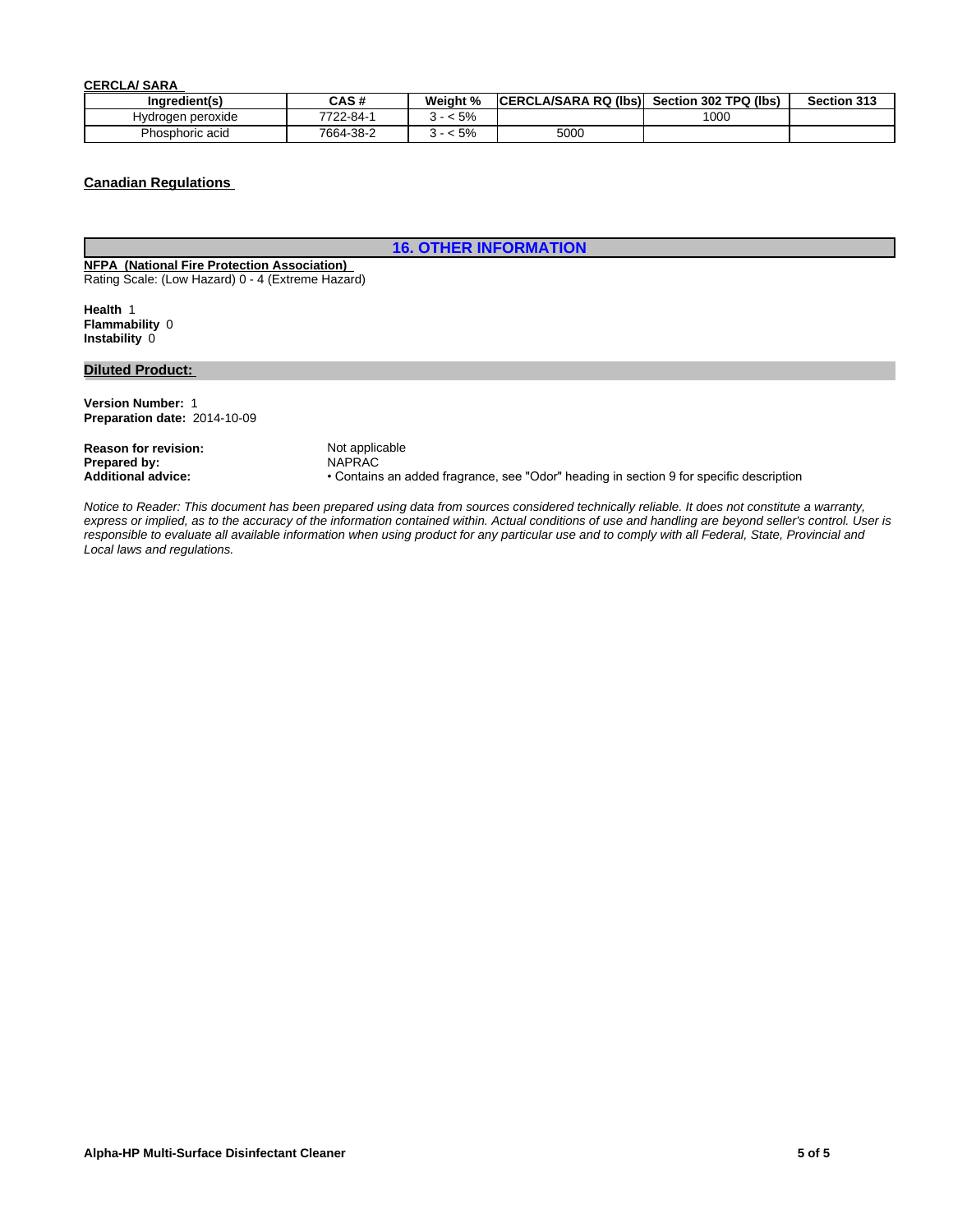**CERCLA/ SARA**

| Ingredient(s) | CAS # | Weight % | CERCLA/SARA RQ (lbs) | Section 302 TPQ (lbs) | Section 313 |
|---|---|---|---|---|---|
| Hydrogen peroxide | 7722-84-1 | 3 - < 5% | | 1000 | |
| Phosphoric acid | 7664-38-2 | 3 - < 5% | 5000 | | |

**Canadian Regulations**

## 16. OTHER INFORMATION

**NFPA (National Fire Protection Association)**
Rating Scale: (Low Hazard) 0 - 4 (Extreme Hazard)

**Health** 1
**Flammability** 0
**Instability** 0

**Diluted Product:**

**Version Number:** 1
**Preparation date:** 2014-10-09

**Reason for revision:** Not applicable
**Prepared by:** NAPRAC
**Additional advice:** • Contains an added fragrance, see "Odor" heading in section 9 for specific description

*Notice to Reader: This document has been prepared using data from sources considered technically reliable. It does not constitute a warranty, express or implied, as to the accuracy of the information contained within. Actual conditions of use and handling are beyond seller's control. User is responsible to evaluate all available information when using product for any particular use and to comply with all Federal, State, Provincial and Local laws and regulations.*